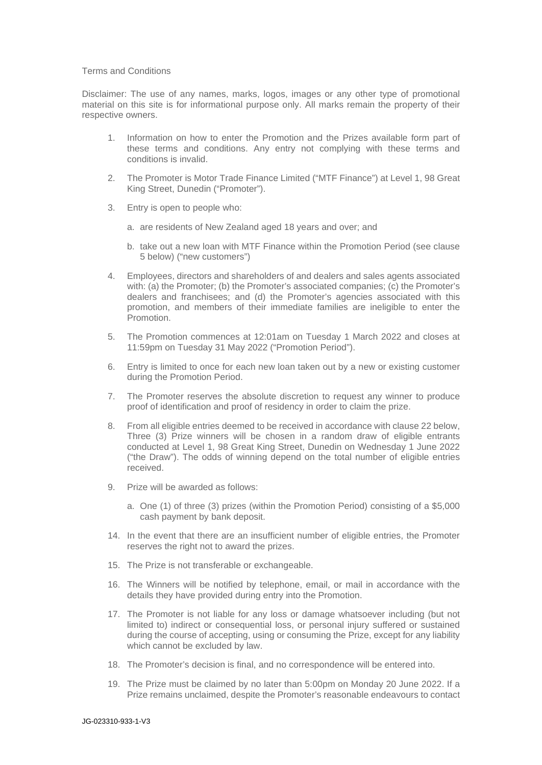Terms and Conditions

Disclaimer: The use of any names, marks, logos, images or any other type of promotional material on this site is for informational purpose only. All marks remain the property of their respective owners.

1. Information on how to enter the Promotion and the Prizes available form part of these terms and conditions. Any entry not complying with these terms and conditions is invalid.

2. The Promoter is Motor Trade Finance Limited ("MTF Finance") at Level 1, 98 Great King Street, Dunedin ("Promoter").

3. Entry is open to people who:

   a. are residents of New Zealand aged 18 years and over; and

   b. take out a new loan with MTF Finance within the Promotion Period (see clause 5 below) ("new customers")

4. Employees, directors and shareholders of and dealers and sales agents associated with: (a) the Promoter; (b) the Promoter's associated companies; (c) the Promoter's dealers and franchisees; and (d) the Promoter's agencies associated with this promotion, and members of their immediate families are ineligible to enter the Promotion.

5. The Promotion commences at 12:01am on Tuesday 1 March 2022 and closes at 11:59pm on Tuesday 31 May 2022 ("Promotion Period").

6. Entry is limited to once for each new loan taken out by a new or existing customer during the Promotion Period.

7. The Promoter reserves the absolute discretion to request any winner to produce proof of identification and proof of residency in order to claim the prize.

8. From all eligible entries deemed to be received in accordance with clause 22 below, Three (3) Prize winners will be chosen in a random draw of eligible entrants conducted at Level 1, 98 Great King Street, Dunedin on Wednesday 1 June 2022 ("the Draw"). The odds of winning depend on the total number of eligible entries received.

9. Prize will be awarded as follows:

   a. One (1) of three (3) prizes (within the Promotion Period) consisting of a $5,000 cash payment by bank deposit.

14. In the event that there are an insufficient number of eligible entries, the Promoter reserves the right not to award the prizes.

15. The Prize is not transferable or exchangeable.

16. The Winners will be notified by telephone, email, or mail in accordance with the details they have provided during entry into the Promotion.

17. The Promoter is not liable for any loss or damage whatsoever including (but not limited to) indirect or consequential loss, or personal injury suffered or sustained during the course of accepting, using or consuming the Prize, except for any liability which cannot be excluded by law.

18. The Promoter's decision is final, and no correspondence will be entered into.

19. The Prize must be claimed by no later than 5:00pm on Monday 20 June 2022. If a Prize remains unclaimed, despite the Promoter's reasonable endeavours to contact

JG-023310-933-1-V3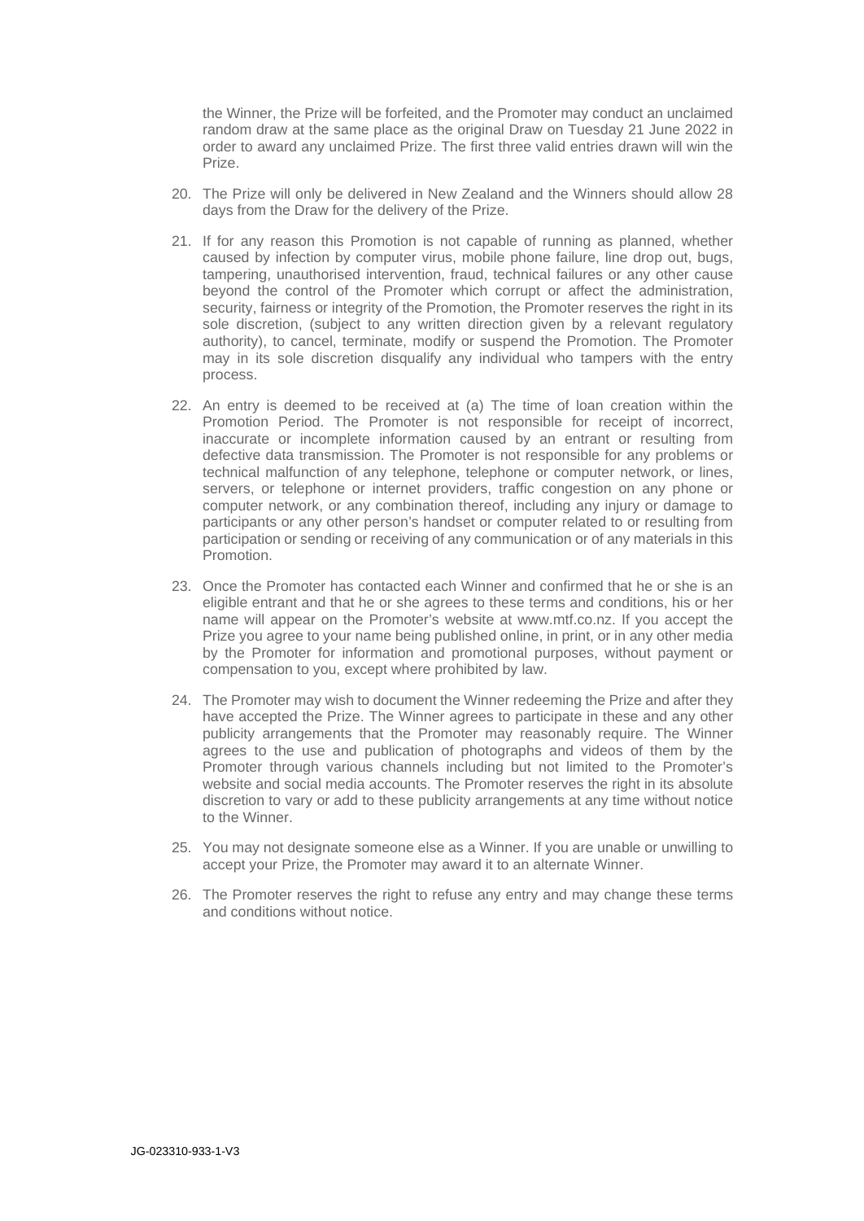the Winner, the Prize will be forfeited, and the Promoter may conduct an unclaimed random draw at the same place as the original Draw on Tuesday 21 June 2022 in order to award any unclaimed Prize. The first three valid entries drawn will win the Prize.

20. The Prize will only be delivered in New Zealand and the Winners should allow 28 days from the Draw for the delivery of the Prize.

21. If for any reason this Promotion is not capable of running as planned, whether caused by infection by computer virus, mobile phone failure, line drop out, bugs, tampering, unauthorised intervention, fraud, technical failures or any other cause beyond the control of the Promoter which corrupt or affect the administration, security, fairness or integrity of the Promotion, the Promoter reserves the right in its sole discretion, (subject to any written direction given by a relevant regulatory authority), to cancel, terminate, modify or suspend the Promotion. The Promoter may in its sole discretion disqualify any individual who tampers with the entry process.

22. An entry is deemed to be received at (a) The time of loan creation within the Promotion Period. The Promoter is not responsible for receipt of incorrect, inaccurate or incomplete information caused by an entrant or resulting from defective data transmission. The Promoter is not responsible for any problems or technical malfunction of any telephone, telephone or computer network, or lines, servers, or telephone or internet providers, traffic congestion on any phone or computer network, or any combination thereof, including any injury or damage to participants or any other person's handset or computer related to or resulting from participation or sending or receiving of any communication or of any materials in this Promotion.

23. Once the Promoter has contacted each Winner and confirmed that he or she is an eligible entrant and that he or she agrees to these terms and conditions, his or her name will appear on the Promoter's website at www.mtf.co.nz. If you accept the Prize you agree to your name being published online, in print, or in any other media by the Promoter for information and promotional purposes, without payment or compensation to you, except where prohibited by law.

24. The Promoter may wish to document the Winner redeeming the Prize and after they have accepted the Prize. The Winner agrees to participate in these and any other publicity arrangements that the Promoter may reasonably require. The Winner agrees to the use and publication of photographs and videos of them by the Promoter through various channels including but not limited to the Promoter's website and social media accounts. The Promoter reserves the right in its absolute discretion to vary or add to these publicity arrangements at any time without notice to the Winner.

25. You may not designate someone else as a Winner. If you are unable or unwilling to accept your Prize, the Promoter may award it to an alternate Winner.

26. The Promoter reserves the right to refuse any entry and may change these terms and conditions without notice.

JG-023310-933-1-V3